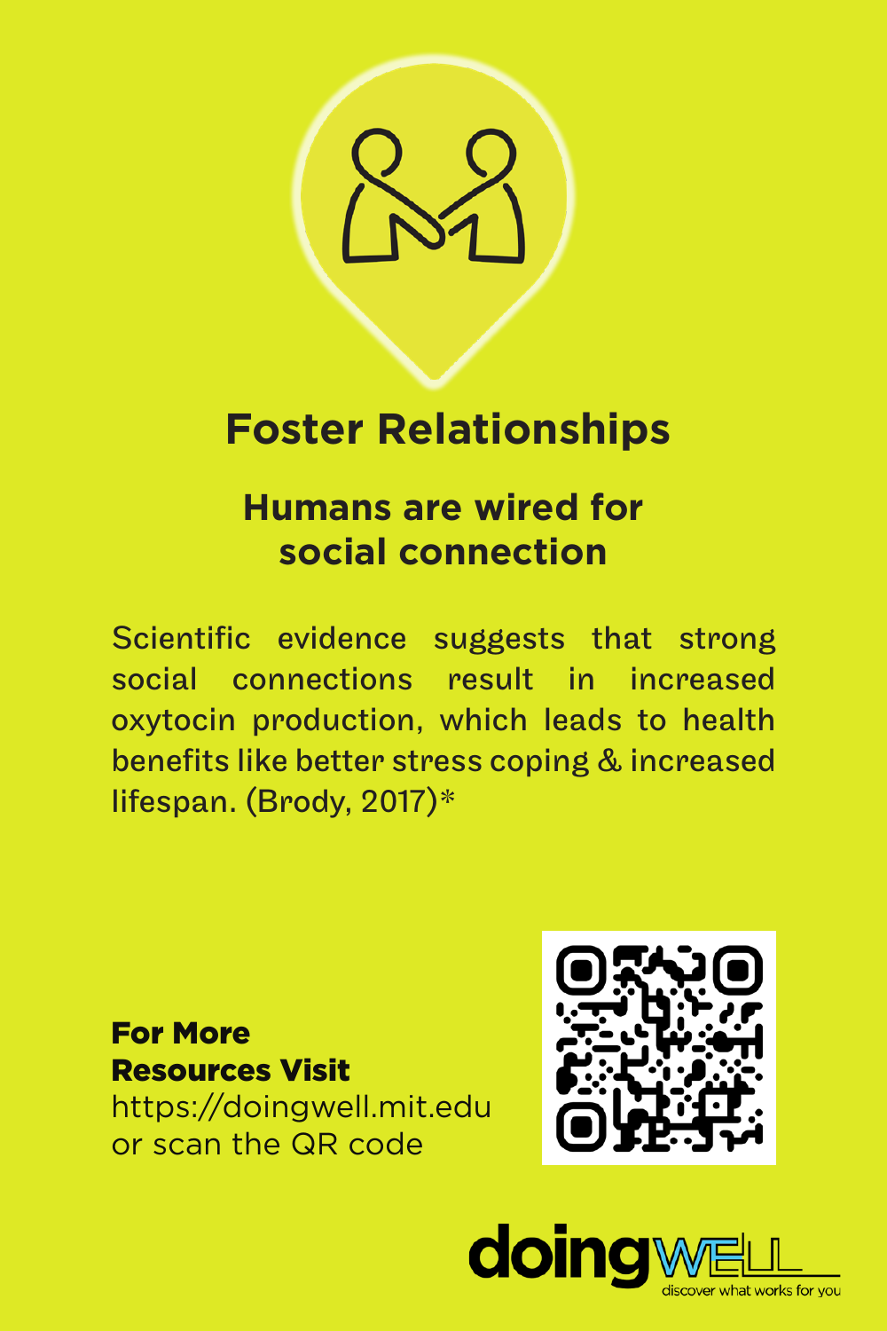# Foster Relationships

## Humans are wired for social connection

Scientific evidence suggests that strong social connections result in increased oxytocin production, which leads to health benefits like better stress coping & increased lifespan. (Brody, 2017)*

**For More Resources Visit**
https://doingwell.mit.edu
or scan the QR code

doingWELL
discover what works for you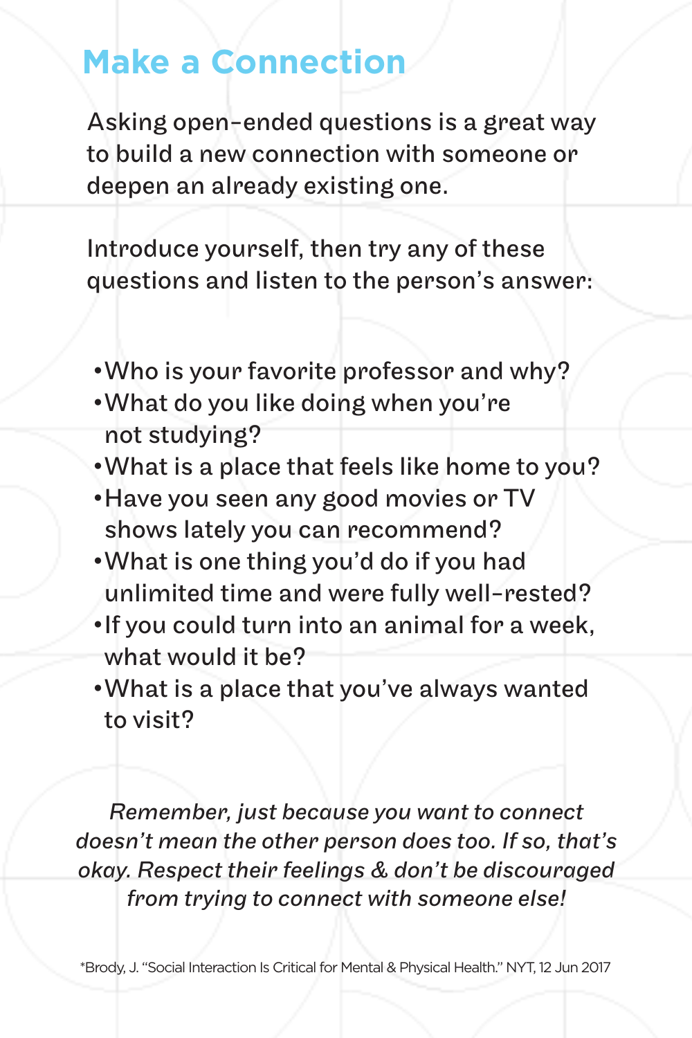## Make a Connection

Asking open-ended questions is a great way to build a new connection with someone or deepen an already existing one.

Introduce yourself, then try any of these questions and listen to the person's answer:

- Who is your favorite professor and why?
- What do you like doing when you're not studying?
- What is a place that feels like home to you?
- Have you seen any good movies or TV shows lately you can recommend?
- What is one thing you'd do if you had unlimited time and were fully well-rested?
- If you could turn into an animal for a week, what would it be?
- What is a place that you've always wanted to visit?

*Remember, just because you want to connect doesn't mean the other person does too. If so, that's okay. Respect their feelings & don't be discouraged from trying to connect with someone else!*

*Brody, J. "Social Interaction Is Critical for Mental & Physical Health." NYT, 12 Jun 2017